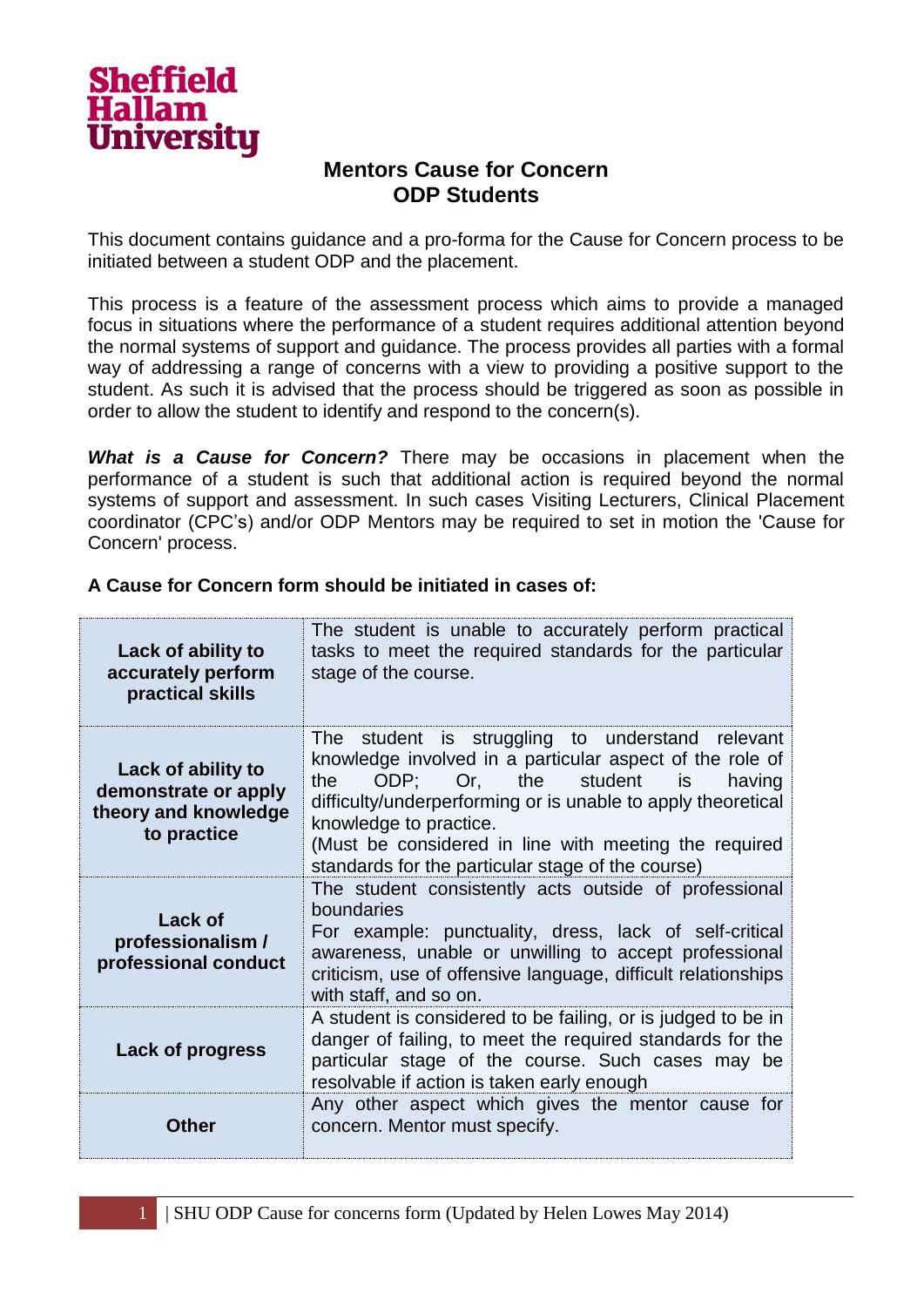Sheffield Hallam University

# Mentors Cause for Concern
# ODP Students

This document contains guidance and a pro-forma for the Cause for Concern process to be initiated between a student ODP and the placement.

This process is a feature of the assessment process which aims to provide a managed focus in situations where the performance of a student requires additional attention beyond the normal systems of support and guidance. The process provides all parties with a formal way of addressing a range of concerns with a view to providing a positive support to the student. As such it is advised that the process should be triggered as soon as possible in order to allow the student to identify and respond to the concern(s).

***What is a Cause for Concern?*** There may be occasions in placement when the performance of a student is such that additional action is required beyond the normal systems of support and assessment. In such cases Visiting Lecturers, Clinical Placement coordinator (CPC's) and/or ODP Mentors may be required to set in motion the 'Cause for Concern' process.

**A Cause for Concern form should be initiated in cases of:**

| | |
|---|---|
| **Lack of ability to accurately perform practical skills** | The student is unable to accurately perform practical tasks to meet the required standards for the particular stage of the course. |
| **Lack of ability to demonstrate or apply theory and knowledge to practice** | The student is struggling to understand relevant knowledge involved in a particular aspect of the role of the ODP; Or, the student is having difficulty/underperforming or is unable to apply theoretical knowledge to practice.<br>(Must be considered in line with meeting the required standards for the particular stage of the course) |
| **Lack of professionalism / professional conduct** | The student consistently acts outside of professional boundaries<br>For example: punctuality, dress, lack of self-critical awareness, unable or unwilling to accept professional criticism, use of offensive language, difficult relationships with staff, and so on. |
| **Lack of progress** | A student is considered to be failing, or is judged to be in danger of failing, to meet the required standards for the particular stage of the course. Such cases may be resolvable if action is taken early enough |
| **Other** | Any other aspect which gives the mentor cause for concern. Mentor must specify. |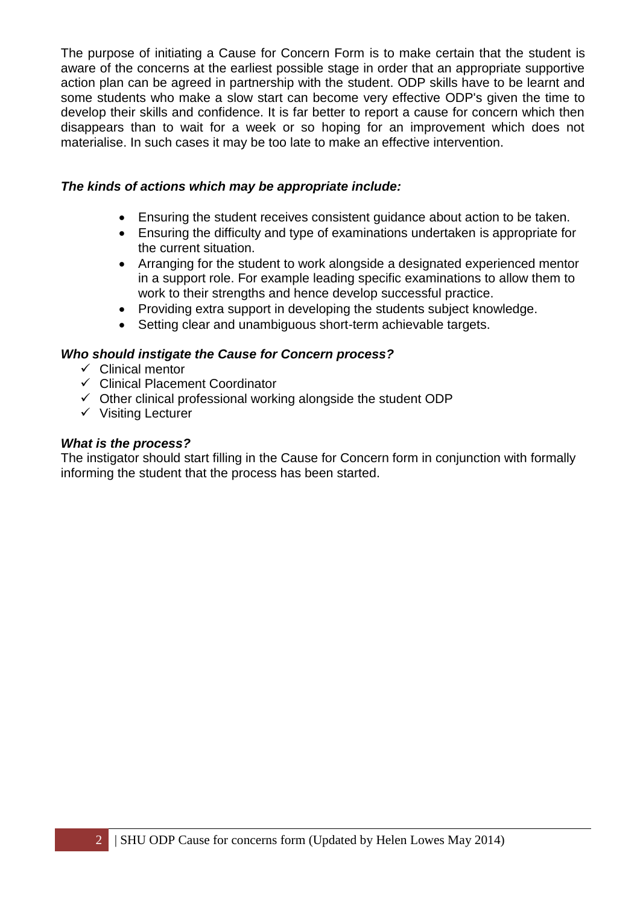The purpose of initiating a Cause for Concern Form is to make certain that the student is aware of the concerns at the earliest possible stage in order that an appropriate supportive action plan can be agreed in partnership with the student. ODP skills have to be learnt and some students who make a slow start can become very effective ODP's given the time to develop their skills and confidence. It is far better to report a cause for concern which then disappears than to wait for a week or so hoping for an improvement which does not materialise. In such cases it may be too late to make an effective intervention.

***The kinds of actions which may be appropriate include:***

- Ensuring the student receives consistent guidance about action to be taken.
- Ensuring the difficulty and type of examinations undertaken is appropriate for the current situation.
- Arranging for the student to work alongside a designated experienced mentor in a support role. For example leading specific examinations to allow them to work to their strengths and hence develop successful practice.
- Providing extra support in developing the students subject knowledge.
- Setting clear and unambiguous short-term achievable targets.

***Who should instigate the Cause for Concern process?***

- ✓ Clinical mentor
- ✓ Clinical Placement Coordinator
- ✓ Other clinical professional working alongside the student ODP
- ✓ Visiting Lecturer

***What is the process?***

The instigator should start filling in the Cause for Concern form in conjunction with formally informing the student that the process has been started.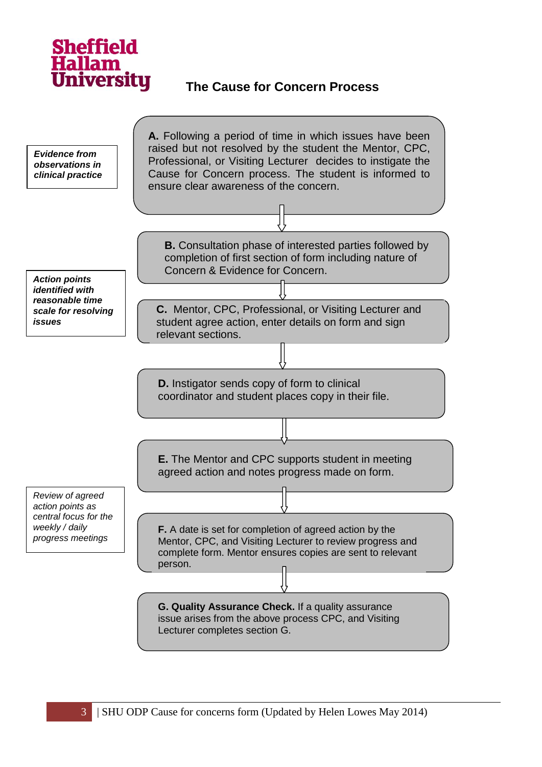Sheffield Hallam University

# The Cause for Concern Process

*Evidence from observations in clinical practice*

**A.** Following a period of time in which issues have been raised but not resolved by the student the Mentor, CPC, Professional, or Visiting Lecturer decides to instigate the Cause for Concern process. The student is informed to ensure clear awareness of the concern.

↓

**B.** Consultation phase of interested parties followed by completion of first section of form including nature of Concern & Evidence for Concern.

↓

*Action points identified with reasonable time scale for resolving issues*

**C.** Mentor, CPC, Professional, or Visiting Lecturer and student agree action, enter details on form and sign relevant sections.

↓

**D.** Instigator sends copy of form to clinical coordinator and student places copy in their file.

↓

**E.** The Mentor and CPC supports student in meeting agreed action and notes progress made on form.

↓

*Review of agreed action points as central focus for the weekly / daily progress meetings*

**F.** A date is set for completion of agreed action by the Mentor, CPC, and Visiting Lecturer to review progress and complete form. Mentor ensures copies are sent to relevant person.

↓

**G. Quality Assurance Check.** If a quality assurance issue arises from the above process CPC, and Visiting Lecturer completes section G.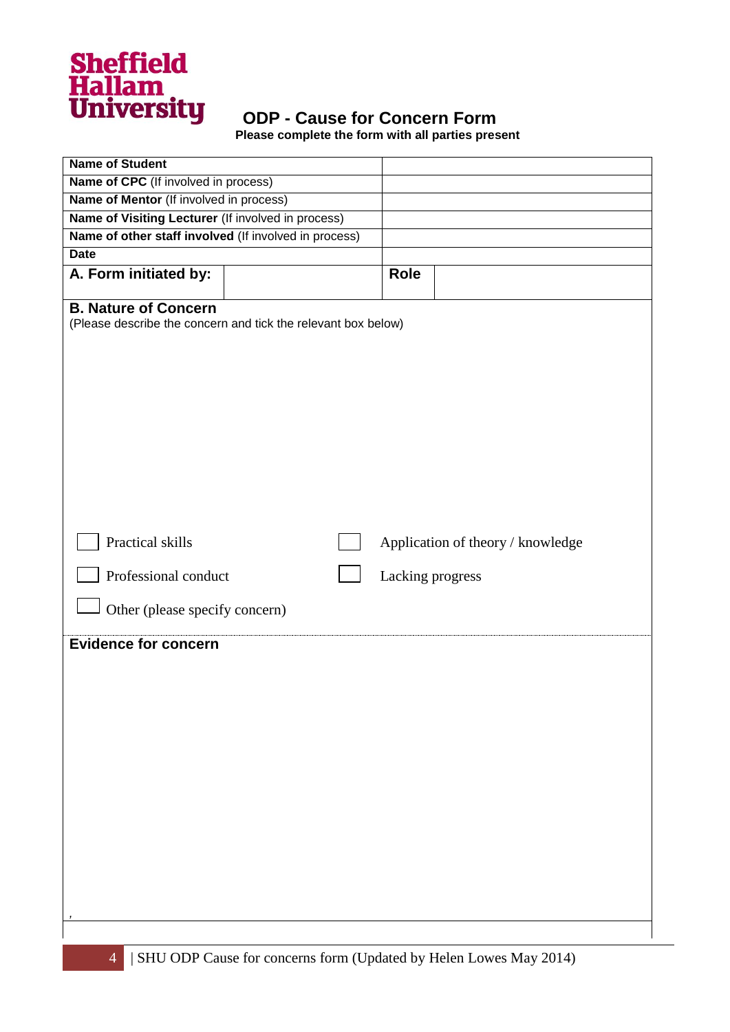Sheffield Hallam University

# ODP - Cause for Concern Form

**Please complete the form with all parties present**

| **Name of Student** | | | |
|---|---|---|---|
| **Name of CPC** (If involved in process) | | | |
| **Name of Mentor** (If involved in process) | | | |
| **Name of Visiting Lecturer** (If involved in process) | | | |
| **Name of other staff involved** (If involved in process) | | | |
| **Date** | | | |
| **A. Form initiated by:** | | **Role** | |

## B. Nature of Concern

(Please describe the concern and tick the relevant box below)

☐ Practical skills ☐ Application of theory / knowledge

☐ Professional conduct ☐ Lacking progress

☐ Other (please specify concern)

## Evidence for concern

,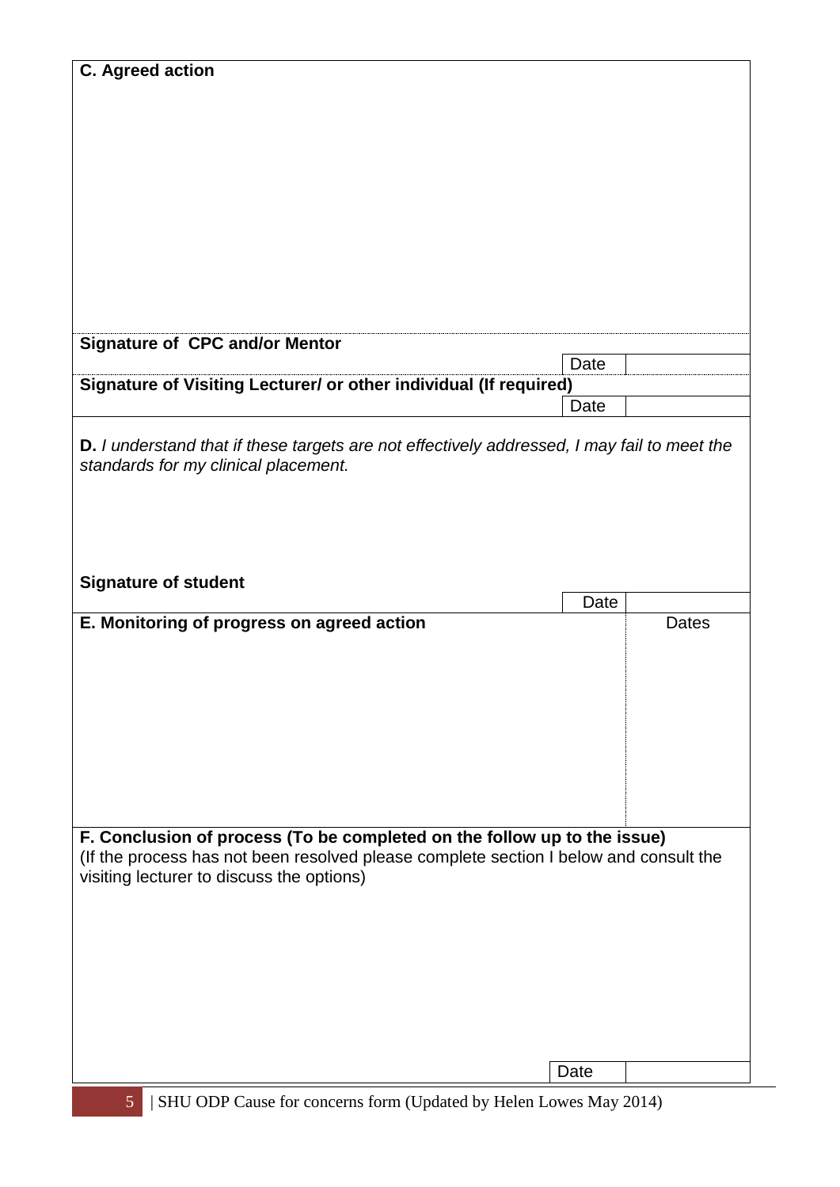**C. Agreed action**

**Signature of CPC and/or Mentor**

| Date | |
|---|---|

**Signature of Visiting Lecturer/ or other individual (If required)**

| Date | |
|---|---|

**D.** *I understand that if these targets are not effectively addressed, I may fail to meet the standards for my clinical placement.*

**Signature of student**

| Date | |
|---|---|

| **E. Monitoring of progress on agreed action** | Dates |
|---|---|
| | |

**F. Conclusion of process (To be completed on the follow up to the issue)**
(If the process has not been resolved please complete section I below and consult the visiting lecturer to discuss the options)

| Date | |
|---|---|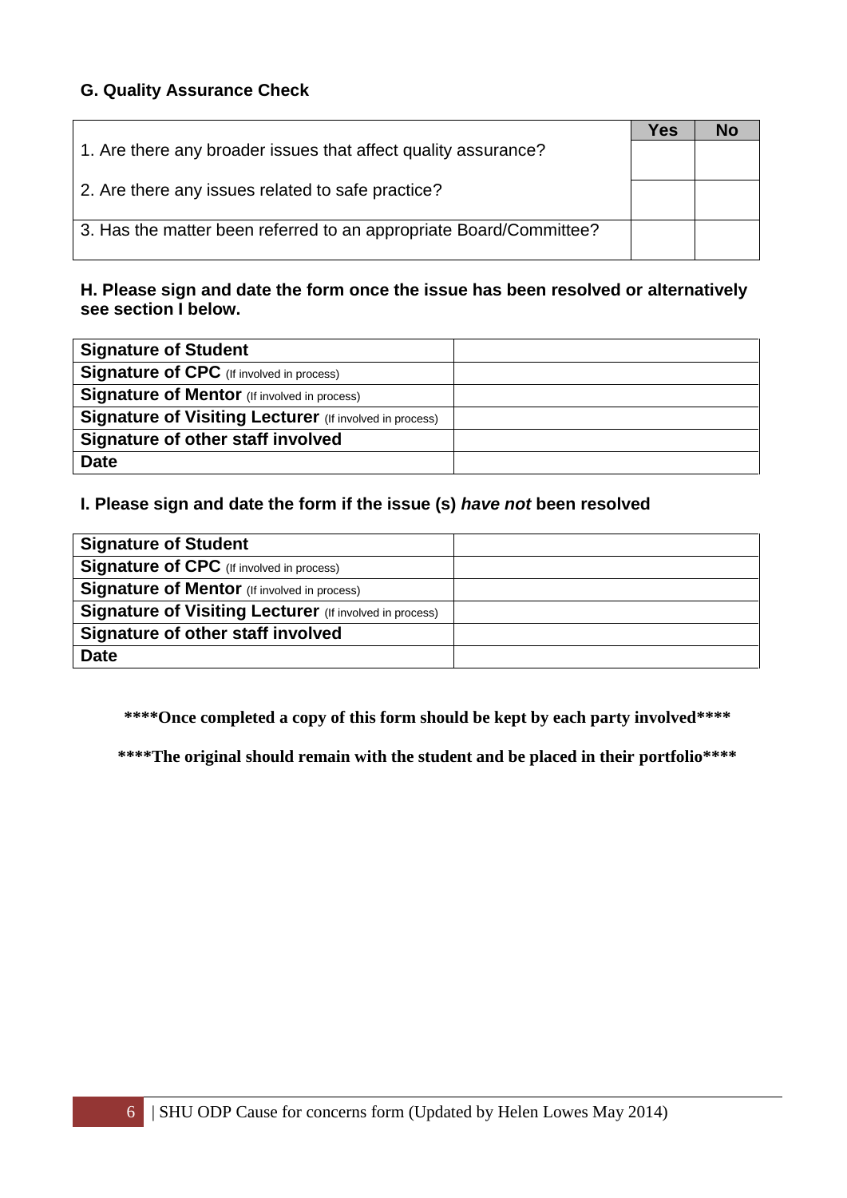## G. Quality Assurance Check

| | Yes | No |
|---|---|---|
| 1. Are there any broader issues that affect quality assurance? | | |
| 2. Are there any issues related to safe practice? | | |
| 3. Has the matter been referred to an appropriate Board/Committee? | | |

**H. Please sign and date the form once the issue has been resolved or alternatively see section I below.**

| | |
|---|---|
| **Signature of Student** | |
| **Signature of CPC** (If involved in process) | |
| **Signature of Mentor** (If involved in process) | |
| **Signature of Visiting Lecturer** (If involved in process) | |
| **Signature of other staff involved** | |
| **Date** | |

**I. Please sign and date the form if the issue (s) *have not* been resolved**

| | |
|---|---|
| **Signature of Student** | |
| **Signature of CPC** (If involved in process) | |
| **Signature of Mentor** (If involved in process) | |
| **Signature of Visiting Lecturer** (If involved in process) | |
| **Signature of other staff involved** | |
| **Date** | |

**\*\*\*\*Once completed a copy of this form should be kept by each party involved\*\*\*\***

**\*\*\*\*The original should remain with the student and be placed in their portfolio\*\*\*\***